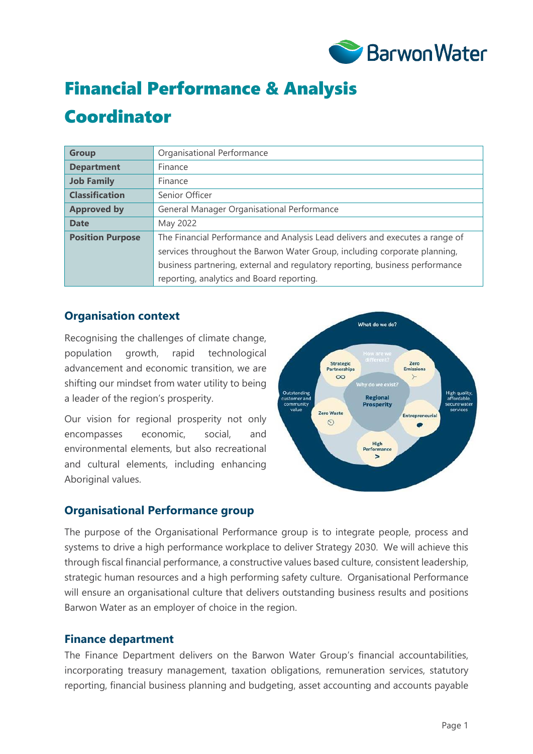# Financial Performance & Analysis Coordinator

| Group | Organisational Performance |
|---|---|
| **Department** | Finance |
| **Job Family** | Finance |
| **Classification** | Senior Officer |
| **Approved by** | General Manager Organisational Performance |
| **Date** | May 2022 |
| **Position Purpose** | The Financial Performance and Analysis Lead delivers and executes a range of services throughout the Barwon Water Group, including corporate planning, business partnering, external and regulatory reporting, business performance reporting, analytics and Board reporting. |

## Organisation context

Recognising the challenges of climate change, population growth, rapid technological advancement and economic transition, we are shifting our mindset from water utility to being a leader of the region's prosperity.

Our vision for regional prosperity not only encompasses economic, social, and environmental elements, but also recreational and cultural elements, including enhancing Aboriginal values.

## Organisational Performance group

The purpose of the Organisational Performance group is to integrate people, process and systems to drive a high performance workplace to deliver Strategy 2030. We will achieve this through fiscal financial performance, a constructive values based culture, consistent leadership, strategic human resources and a high performing safety culture. Organisational Performance will ensure an organisational culture that delivers outstanding business results and positions Barwon Water as an employer of choice in the region.

## Finance department

The Finance Department delivers on the Barwon Water Group's financial accountabilities, incorporating treasury management, taxation obligations, remuneration services, statutory reporting, financial business planning and budgeting, asset accounting and accounts payable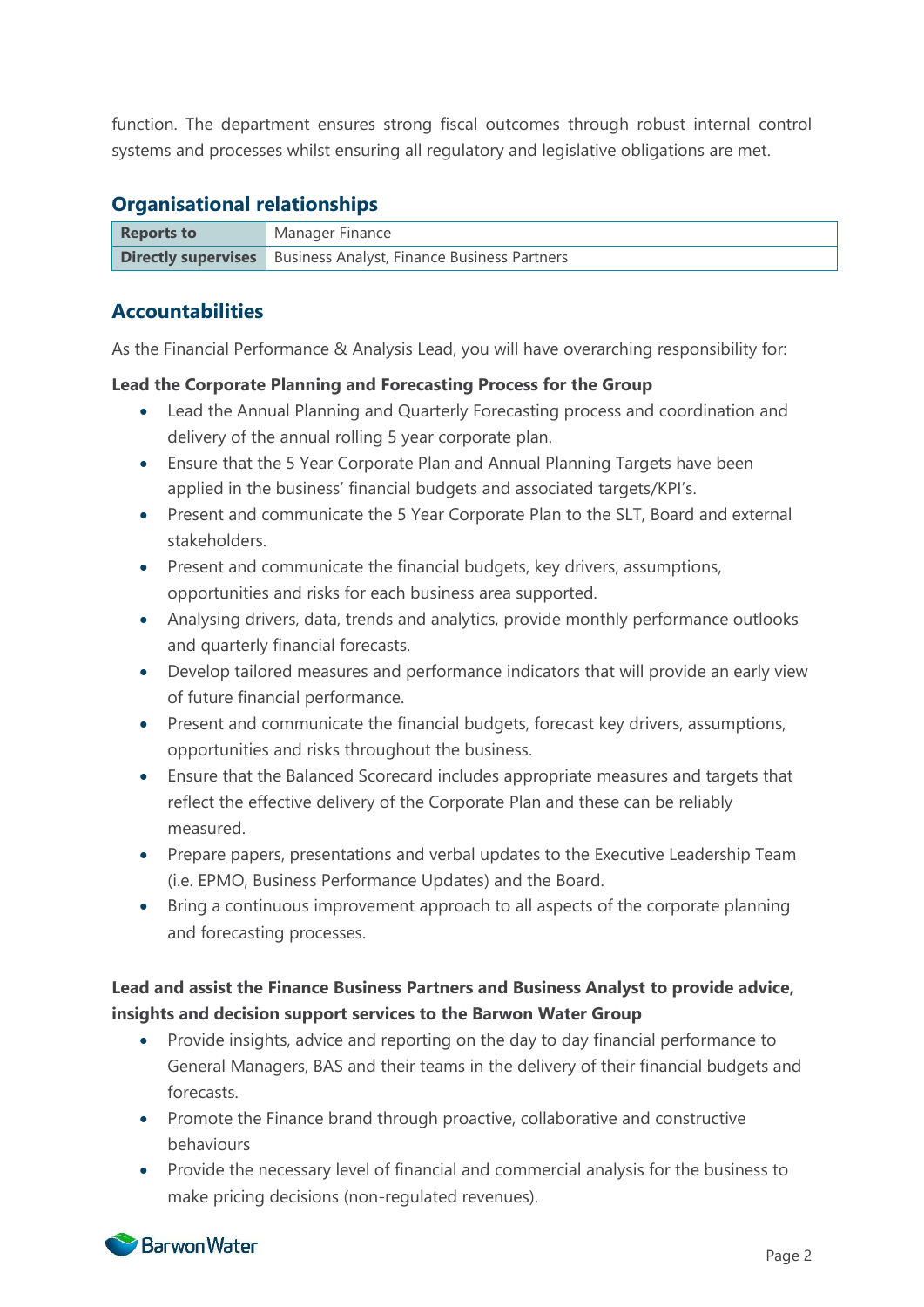function. The department ensures strong fiscal outcomes through robust internal control systems and processes whilst ensuring all regulatory and legislative obligations are met.

## Organisational relationships

| | |
|---|---|
| **Reports to** | Manager Finance |
| **Directly supervises** | Business Analyst, Finance Business Partners |

## Accountabilities

As the Financial Performance & Analysis Lead, you will have overarching responsibility for:

**Lead the Corporate Planning and Forecasting Process for the Group**

- Lead the Annual Planning and Quarterly Forecasting process and coordination and delivery of the annual rolling 5 year corporate plan.
- Ensure that the 5 Year Corporate Plan and Annual Planning Targets have been applied in the business' financial budgets and associated targets/KPI's.
- Present and communicate the 5 Year Corporate Plan to the SLT, Board and external stakeholders.
- Present and communicate the financial budgets, key drivers, assumptions, opportunities and risks for each business area supported.
- Analysing drivers, data, trends and analytics, provide monthly performance outlooks and quarterly financial forecasts.
- Develop tailored measures and performance indicators that will provide an early view of future financial performance.
- Present and communicate the financial budgets, forecast key drivers, assumptions, opportunities and risks throughout the business.
- Ensure that the Balanced Scorecard includes appropriate measures and targets that reflect the effective delivery of the Corporate Plan and these can be reliably measured.
- Prepare papers, presentations and verbal updates to the Executive Leadership Team (i.e. EPMO, Business Performance Updates) and the Board.
- Bring a continuous improvement approach to all aspects of the corporate planning and forecasting processes.

**Lead and assist the Finance Business Partners and Business Analyst to provide advice, insights and decision support services to the Barwon Water Group**

- Provide insights, advice and reporting on the day to day financial performance to General Managers, BAS and their teams in the delivery of their financial budgets and forecasts.
- Promote the Finance brand through proactive, collaborative and constructive behaviours
- Provide the necessary level of financial and commercial analysis for the business to make pricing decisions (non-regulated revenues).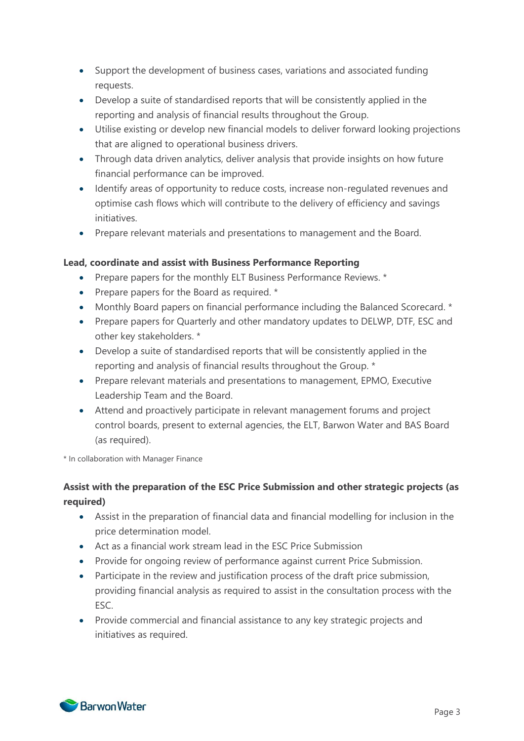- Support the development of business cases, variations and associated funding requests.
- Develop a suite of standardised reports that will be consistently applied in the reporting and analysis of financial results throughout the Group.
- Utilise existing or develop new financial models to deliver forward looking projections that are aligned to operational business drivers.
- Through data driven analytics, deliver analysis that provide insights on how future financial performance can be improved.
- Identify areas of opportunity to reduce costs, increase non-regulated revenues and optimise cash flows which will contribute to the delivery of efficiency and savings initiatives.
- Prepare relevant materials and presentations to management and the Board.

**Lead, coordinate and assist with Business Performance Reporting**

- Prepare papers for the monthly ELT Business Performance Reviews. *
- Prepare papers for the Board as required. *
- Monthly Board papers on financial performance including the Balanced Scorecard. *
- Prepare papers for Quarterly and other mandatory updates to DELWP, DTF, ESC and other key stakeholders. *
- Develop a suite of standardised reports that will be consistently applied in the reporting and analysis of financial results throughout the Group. *
- Prepare relevant materials and presentations to management, EPMO, Executive Leadership Team and the Board.
- Attend and proactively participate in relevant management forums and project control boards, present to external agencies, the ELT, Barwon Water and BAS Board (as required).

* In collaboration with Manager Finance

**Assist with the preparation of the ESC Price Submission and other strategic projects (as required)**

- Assist in the preparation of financial data and financial modelling for inclusion in the price determination model.
- Act as a financial work stream lead in the ESC Price Submission
- Provide for ongoing review of performance against current Price Submission.
- Participate in the review and justification process of the draft price submission, providing financial analysis as required to assist in the consultation process with the ESC.
- Provide commercial and financial assistance to any key strategic projects and initiatives as required.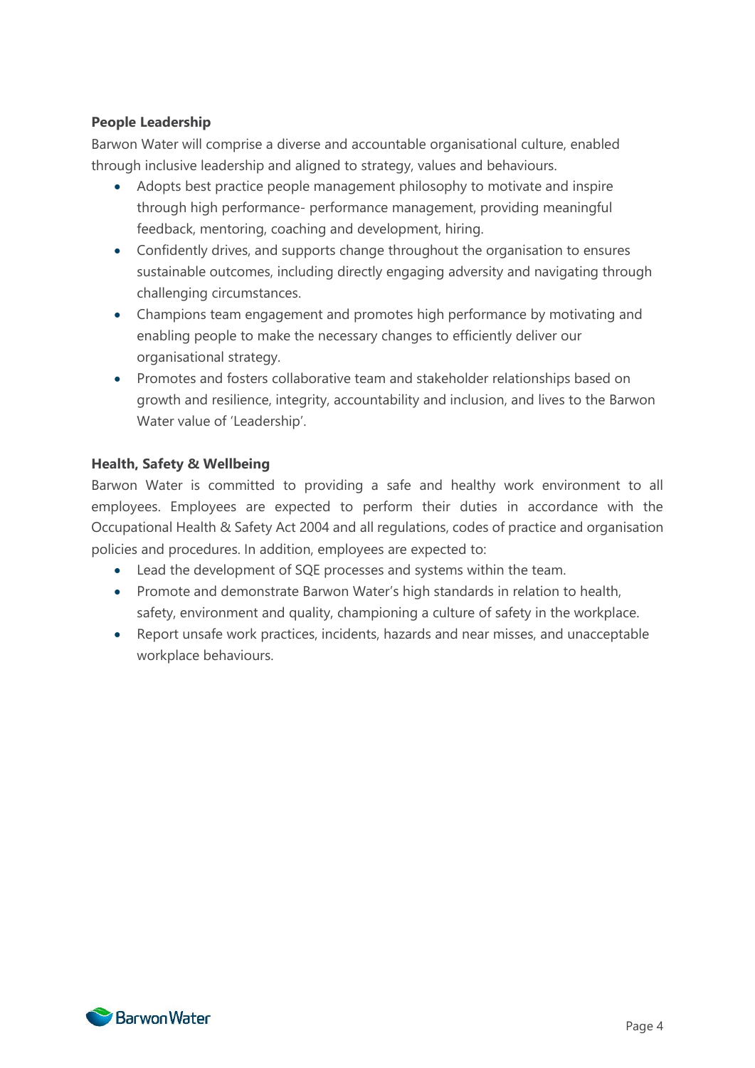**People Leadership**

Barwon Water will comprise a diverse and accountable organisational culture, enabled through inclusive leadership and aligned to strategy, values and behaviours.

- Adopts best practice people management philosophy to motivate and inspire through high performance- performance management, providing meaningful feedback, mentoring, coaching and development, hiring.
- Confidently drives, and supports change throughout the organisation to ensures sustainable outcomes, including directly engaging adversity and navigating through challenging circumstances.
- Champions team engagement and promotes high performance by motivating and enabling people to make the necessary changes to efficiently deliver our organisational strategy.
- Promotes and fosters collaborative team and stakeholder relationships based on growth and resilience, integrity, accountability and inclusion, and lives to the Barwon Water value of 'Leadership'.

**Health, Safety & Wellbeing**

Barwon Water is committed to providing a safe and healthy work environment to all employees. Employees are expected to perform their duties in accordance with the Occupational Health & Safety Act 2004 and all regulations, codes of practice and organisation policies and procedures. In addition, employees are expected to:

- Lead the development of SQE processes and systems within the team.
- Promote and demonstrate Barwon Water's high standards in relation to health, safety, environment and quality, championing a culture of safety in the workplace.
- Report unsafe work practices, incidents, hazards and near misses, and unacceptable workplace behaviours.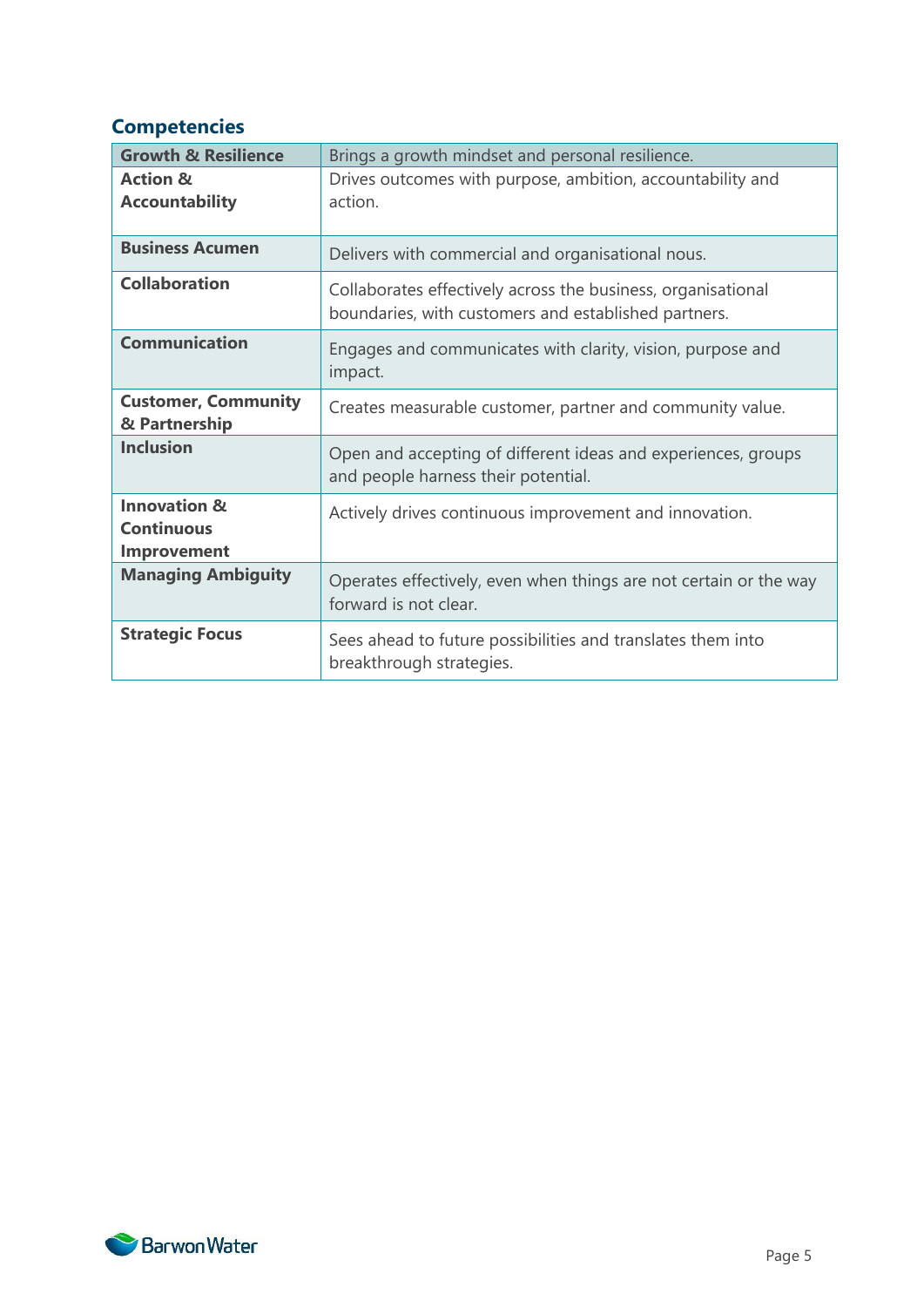## Competencies

| Growth & Resilience | Brings a growth mindset and personal resilience. |
|---|---|
| **Action & Accountability** | Drives outcomes with purpose, ambition, accountability and action. |
| **Business Acumen** | Delivers with commercial and organisational nous. |
| **Collaboration** | Collaborates effectively across the business, organisational boundaries, with customers and established partners. |
| **Communication** | Engages and communicates with clarity, vision, purpose and impact. |
| **Customer, Community & Partnership** | Creates measurable customer, partner and community value. |
| **Inclusion** | Open and accepting of different ideas and experiences, groups and people harness their potential. |
| **Innovation & Continuous Improvement** | Actively drives continuous improvement and innovation. |
| **Managing Ambiguity** | Operates effectively, even when things are not certain or the way forward is not clear. |
| **Strategic Focus** | Sees ahead to future possibilities and translates them into breakthrough strategies. |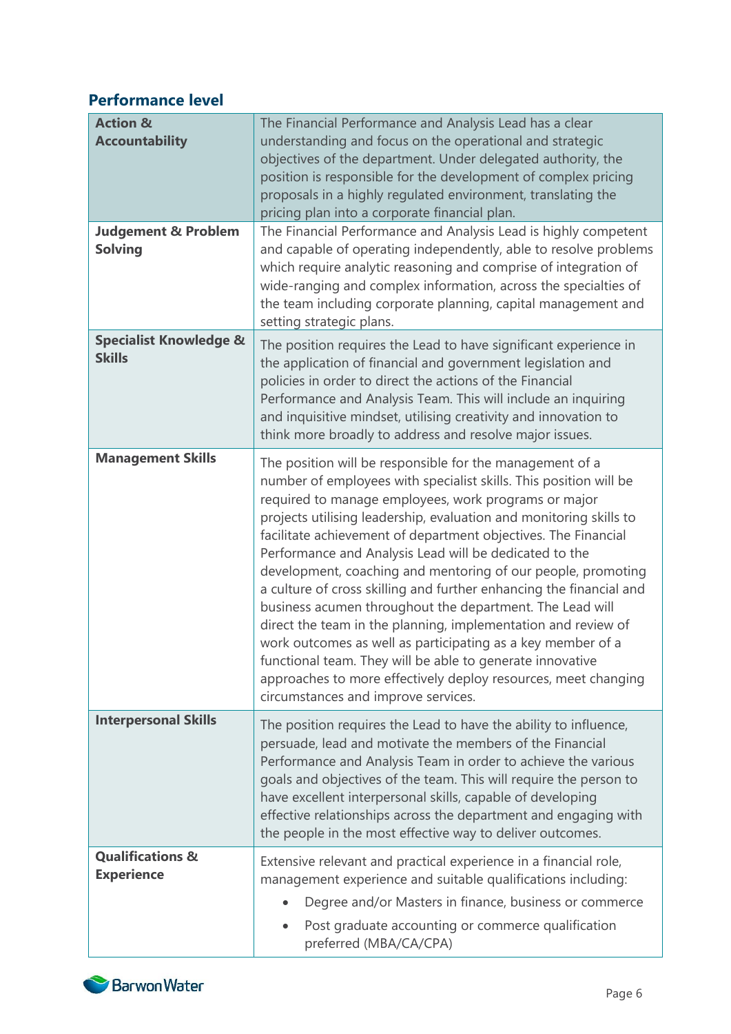## Performance level

| | |
|---|---|
| **Action & Accountability** | The Financial Performance and Analysis Lead has a clear understanding and focus on the operational and strategic objectives of the department. Under delegated authority, the position is responsible for the development of complex pricing proposals in a highly regulated environment, translating the pricing plan into a corporate financial plan. |
| **Judgement & Problem Solving** | The Financial Performance and Analysis Lead is highly competent and capable of operating independently, able to resolve problems which require analytic reasoning and comprise of integration of wide-ranging and complex information, across the specialties of the team including corporate planning, capital management and setting strategic plans. |
| **Specialist Knowledge & Skills** | The position requires the Lead to have significant experience in the application of financial and government legislation and policies in order to direct the actions of the Financial Performance and Analysis Team. This will include an inquiring and inquisitive mindset, utilising creativity and innovation to think more broadly to address and resolve major issues. |
| **Management Skills** | The position will be responsible for the management of a number of employees with specialist skills. This position will be required to manage employees, work programs or major projects utilising leadership, evaluation and monitoring skills to facilitate achievement of department objectives. The Financial Performance and Analysis Lead will be dedicated to the development, coaching and mentoring of our people, promoting a culture of cross skilling and further enhancing the financial and business acumen throughout the department. The Lead will direct the team in the planning, implementation and review of work outcomes as well as participating as a key member of a functional team. They will be able to generate innovative approaches to more effectively deploy resources, meet changing circumstances and improve services. |
| **Interpersonal Skills** | The position requires the Lead to have the ability to influence, persuade, lead and motivate the members of the Financial Performance and Analysis Team in order to achieve the various goals and objectives of the team. This will require the person to have excellent interpersonal skills, capable of developing effective relationships across the department and engaging with the people in the most effective way to deliver outcomes. |
| **Qualifications & Experience** | Extensive relevant and practical experience in a financial role, management experience and suitable qualifications including:<br>• Degree and/or Masters in finance, business or commerce<br>• Post graduate accounting or commerce qualification preferred (MBA/CA/CPA) |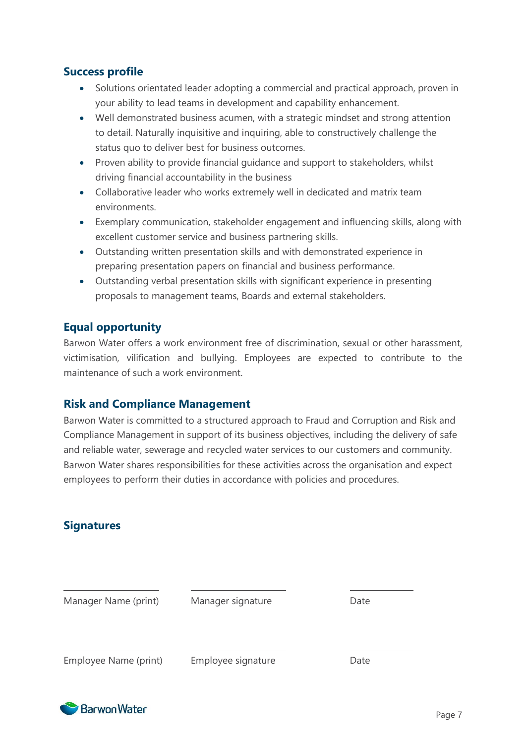## Success profile

- Solutions orientated leader adopting a commercial and practical approach, proven in your ability to lead teams in development and capability enhancement.
- Well demonstrated business acumen, with a strategic mindset and strong attention to detail. Naturally inquisitive and inquiring, able to constructively challenge the status quo to deliver best for business outcomes.
- Proven ability to provide financial guidance and support to stakeholders, whilst driving financial accountability in the business
- Collaborative leader who works extremely well in dedicated and matrix team environments.
- Exemplary communication, stakeholder engagement and influencing skills, along with excellent customer service and business partnering skills.
- Outstanding written presentation skills and with demonstrated experience in preparing presentation papers on financial and business performance.
- Outstanding verbal presentation skills with significant experience in presenting proposals to management teams, Boards and external stakeholders.

## Equal opportunity

Barwon Water offers a work environment free of discrimination, sexual or other harassment, victimisation, vilification and bullying. Employees are expected to contribute to the maintenance of such a work environment.

## Risk and Compliance Management

Barwon Water is committed to a structured approach to Fraud and Corruption and Risk and Compliance Management in support of its business objectives, including the delivery of safe and reliable water, sewerage and recycled water services to our customers and community. Barwon Water shares responsibilities for these activities across the organisation and expect employees to perform their duties in accordance with policies and procedures.

## Signatures

| Manager Name (print) | Manager signature | Date |
|---|---|---|
| Employee Name (print) | Employee signature | Date |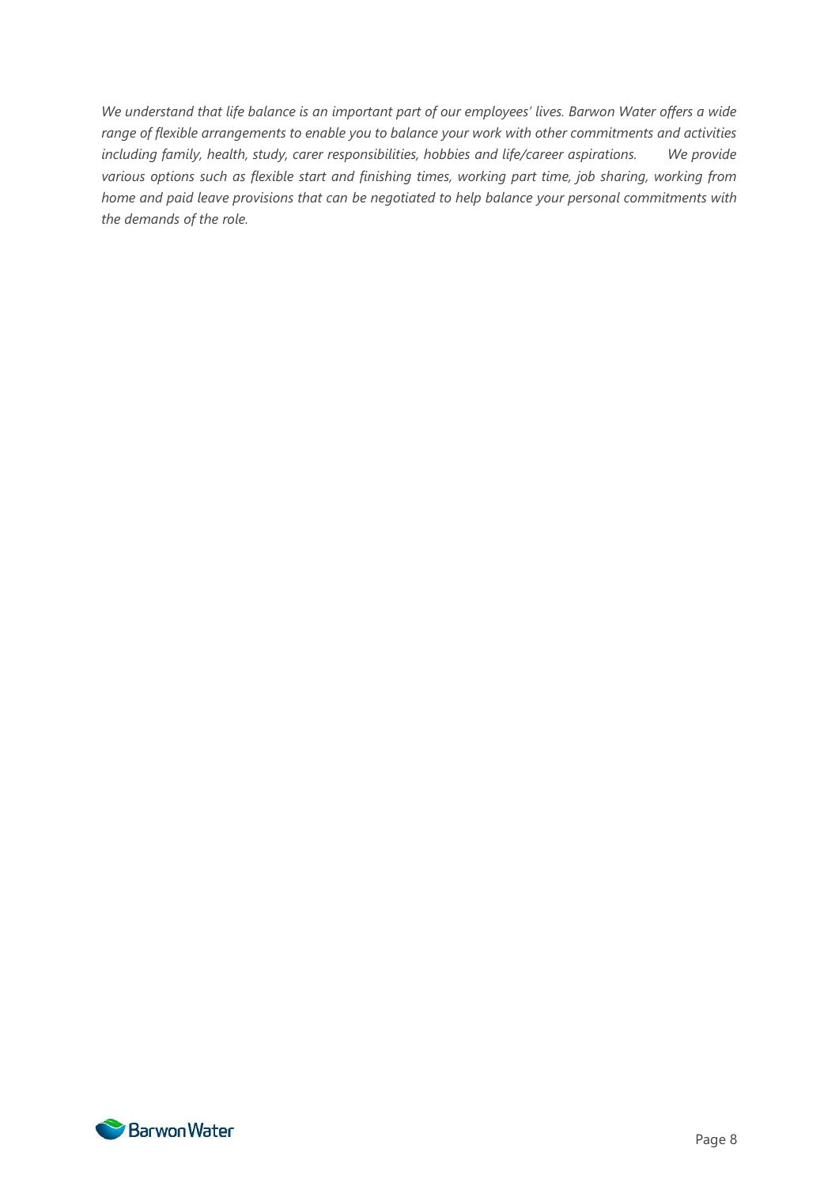*We understand that life balance is an important part of our employees' lives. Barwon Water offers a wide range of flexible arrangements to enable you to balance your work with other commitments and activities including family, health, study, carer responsibilities, hobbies and life/career aspirations. We provide various options such as flexible start and finishing times, working part time, job sharing, working from home and paid leave provisions that can be negotiated to help balance your personal commitments with the demands of the role.*